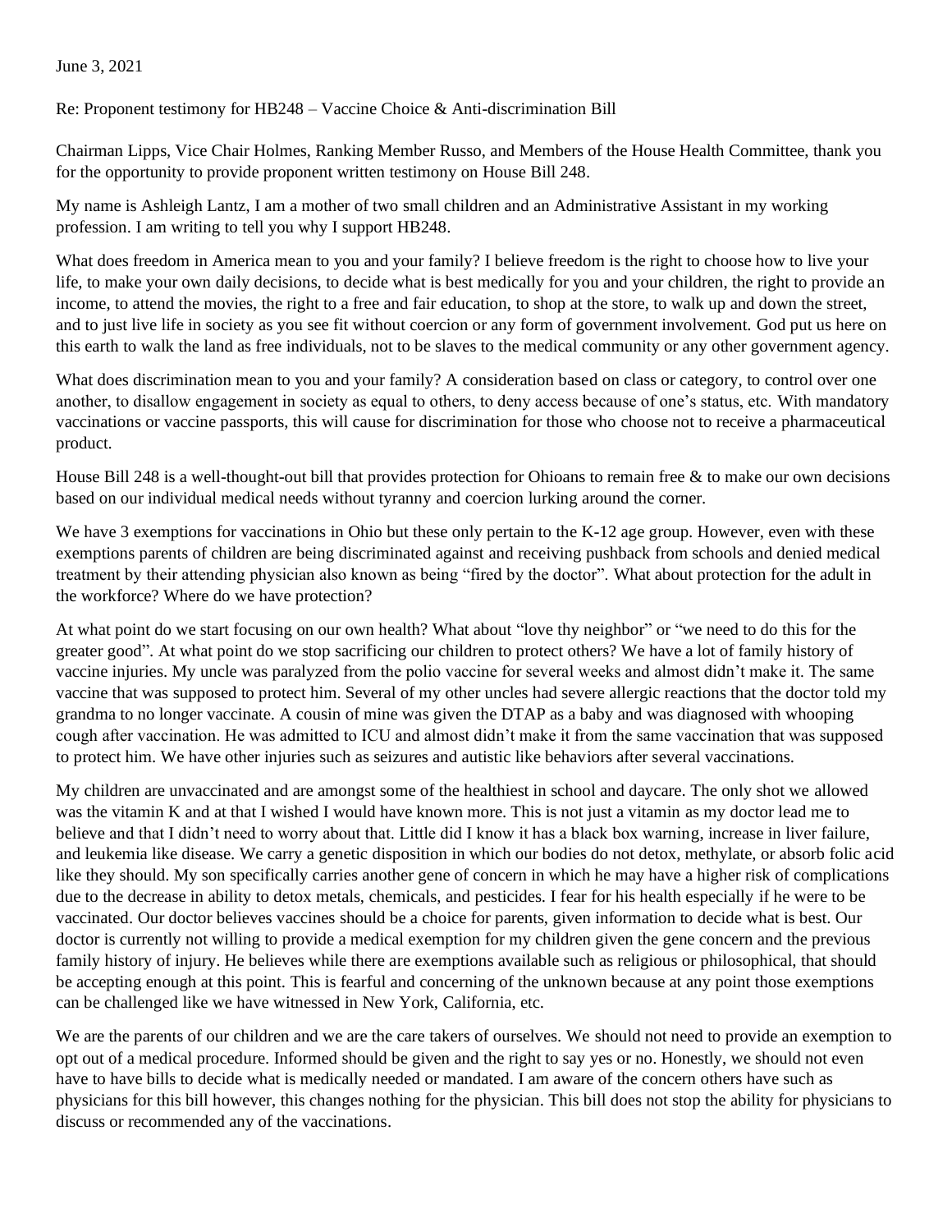June 3, 2021

Re: Proponent testimony for HB248 – Vaccine Choice & Anti-discrimination Bill

Chairman Lipps, Vice Chair Holmes, Ranking Member Russo, and Members of the House Health Committee, thank you for the opportunity to provide proponent written testimony on House Bill 248.

My name is Ashleigh Lantz, I am a mother of two small children and an Administrative Assistant in my working profession. I am writing to tell you why I support HB248.

What does freedom in America mean to you and your family? I believe freedom is the right to choose how to live your life, to make your own daily decisions, to decide what is best medically for you and your children, the right to provide an income, to attend the movies, the right to a free and fair education, to shop at the store, to walk up and down the street, and to just live life in society as you see fit without coercion or any form of government involvement. God put us here on this earth to walk the land as free individuals, not to be slaves to the medical community or any other government agency.

What does discrimination mean to you and your family? A consideration based on class or category, to control over one another, to disallow engagement in society as equal to others, to deny access because of one's status, etc. With mandatory vaccinations or vaccine passports, this will cause for discrimination for those who choose not to receive a pharmaceutical product.

House Bill 248 is a well-thought-out bill that provides protection for Ohioans to remain free & to make our own decisions based on our individual medical needs without tyranny and coercion lurking around the corner.

We have 3 exemptions for vaccinations in Ohio but these only pertain to the K-12 age group. However, even with these exemptions parents of children are being discriminated against and receiving pushback from schools and denied medical treatment by their attending physician also known as being "fired by the doctor". What about protection for the adult in the workforce? Where do we have protection?

At what point do we start focusing on our own health? What about "love thy neighbor" or "we need to do this for the greater good". At what point do we stop sacrificing our children to protect others? We have a lot of family history of vaccine injuries. My uncle was paralyzed from the polio vaccine for several weeks and almost didn't make it. The same vaccine that was supposed to protect him. Several of my other uncles had severe allergic reactions that the doctor told my grandma to no longer vaccinate. A cousin of mine was given the DTAP as a baby and was diagnosed with whooping cough after vaccination. He was admitted to ICU and almost didn't make it from the same vaccination that was supposed to protect him. We have other injuries such as seizures and autistic like behaviors after several vaccinations.

My children are unvaccinated and are amongst some of the healthiest in school and daycare. The only shot we allowed was the vitamin K and at that I wished I would have known more. This is not just a vitamin as my doctor lead me to believe and that I didn't need to worry about that. Little did I know it has a black box warning, increase in liver failure, and leukemia like disease. We carry a genetic disposition in which our bodies do not detox, methylate, or absorb folic acid like they should. My son specifically carries another gene of concern in which he may have a higher risk of complications due to the decrease in ability to detox metals, chemicals, and pesticides. I fear for his health especially if he were to be vaccinated. Our doctor believes vaccines should be a choice for parents, given information to decide what is best. Our doctor is currently not willing to provide a medical exemption for my children given the gene concern and the previous family history of injury. He believes while there are exemptions available such as religious or philosophical, that should be accepting enough at this point. This is fearful and concerning of the unknown because at any point those exemptions can be challenged like we have witnessed in New York, California, etc.

We are the parents of our children and we are the care takers of ourselves. We should not need to provide an exemption to opt out of a medical procedure. Informed should be given and the right to say yes or no. Honestly, we should not even have to have bills to decide what is medically needed or mandated. I am aware of the concern others have such as physicians for this bill however, this changes nothing for the physician. This bill does not stop the ability for physicians to discuss or recommended any of the vaccinations.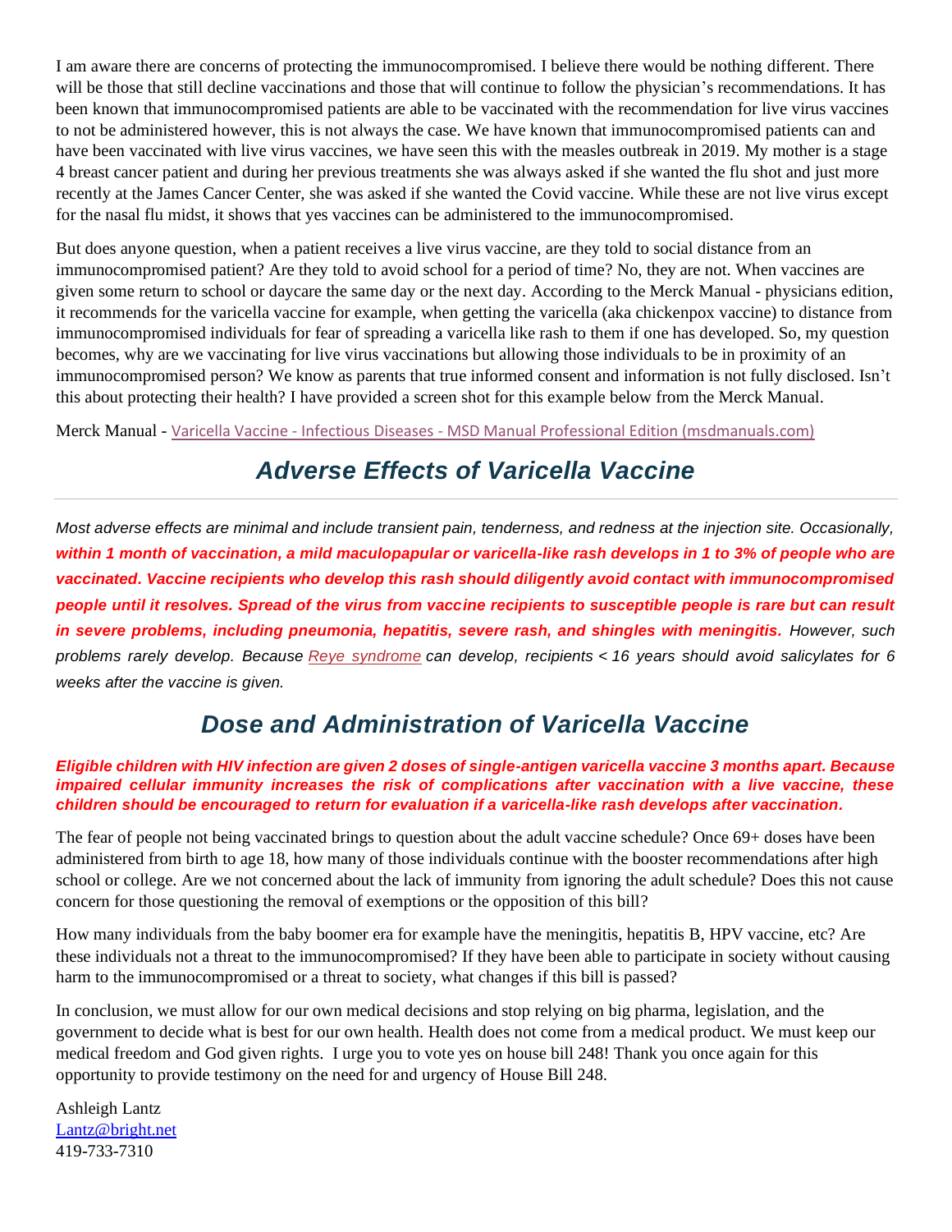I am aware there are concerns of protecting the immunocompromised. I believe there would be nothing different. There will be those that still decline vaccinations and those that will continue to follow the physician's recommendations. It has been known that immunocompromised patients are able to be vaccinated with the recommendation for live virus vaccines to not be administered however, this is not always the case. We have known that immunocompromised patients can and have been vaccinated with live virus vaccines, we have seen this with the measles outbreak in 2019. My mother is a stage 4 breast cancer patient and during her previous treatments she was always asked if she wanted the flu shot and just more recently at the James Cancer Center, she was asked if she wanted the Covid vaccine. While these are not live virus except for the nasal flu midst, it shows that yes vaccines can be administered to the immunocompromised.

But does anyone question, when a patient receives a live virus vaccine, are they told to social distance from an immunocompromised patient? Are they told to avoid school for a period of time? No, they are not. When vaccines are given some return to school or daycare the same day or the next day. According to the Merck Manual - physicians edition, it recommends for the varicella vaccine for example, when getting the varicella (aka chickenpox vaccine) to distance from immunocompromised individuals for fear of spreading a varicella like rash to them if one has developed. So, my question becomes, why are we vaccinating for live virus vaccinations but allowing those individuals to be in proximity of an immunocompromised person? We know as parents that true informed consent and information is not fully disclosed. Isn't this about protecting their health? I have provided a screen shot for this example below from the Merck Manual.

Merck Manual - [Varicella Vaccine - Infectious Diseases - MSD Manual Professional Edition (msdmanuals.com)]

## *Adverse Effects of Varicella Vaccine*

*Most adverse effects are minimal and include transient pain, tenderness, and redness at the injection site. Occasionally,* ***within 1 month of vaccination, a mild maculopapular or varicella-like rash develops in 1 to 3% of people who are vaccinated. Vaccine recipients who develop this rash should diligently avoid contact with immunocompromised people until it resolves. Spread of the virus from vaccine recipients to susceptible people is rare but can result in severe problems, including pneumonia, hepatitis, severe rash, and shingles with meningitis.*** *However, such problems rarely develop. Because Reye syndrome can develop, recipients < 16 years should avoid salicylates for 6 weeks after the vaccine is given.*

## *Dose and Administration of Varicella Vaccine*

***Eligible children with HIV infection are given 2 doses of single-antigen varicella vaccine 3 months apart. Because impaired cellular immunity increases the risk of complications after vaccination with a live vaccine, these children should be encouraged to return for evaluation if a varicella-like rash develops after vaccination.***

The fear of people not being vaccinated brings to question about the adult vaccine schedule? Once 69+ doses have been administered from birth to age 18, how many of those individuals continue with the booster recommendations after high school or college. Are we not concerned about the lack of immunity from ignoring the adult schedule? Does this not cause concern for those questioning the removal of exemptions or the opposition of this bill?

How many individuals from the baby boomer era for example have the meningitis, hepatitis B, HPV vaccine, etc? Are these individuals not a threat to the immunocompromised? If they have been able to participate in society without causing harm to the immunocompromised or a threat to society, what changes if this bill is passed?

In conclusion, we must allow for our own medical decisions and stop relying on big pharma, legislation, and the government to decide what is best for our own health. Health does not come from a medical product. We must keep our medical freedom and God given rights. I urge you to vote yes on house bill 248! Thank you once again for this opportunity to provide testimony on the need for and urgency of House Bill 248.

Ashleigh Lantz
Lantz@bright.net
419-733-7310